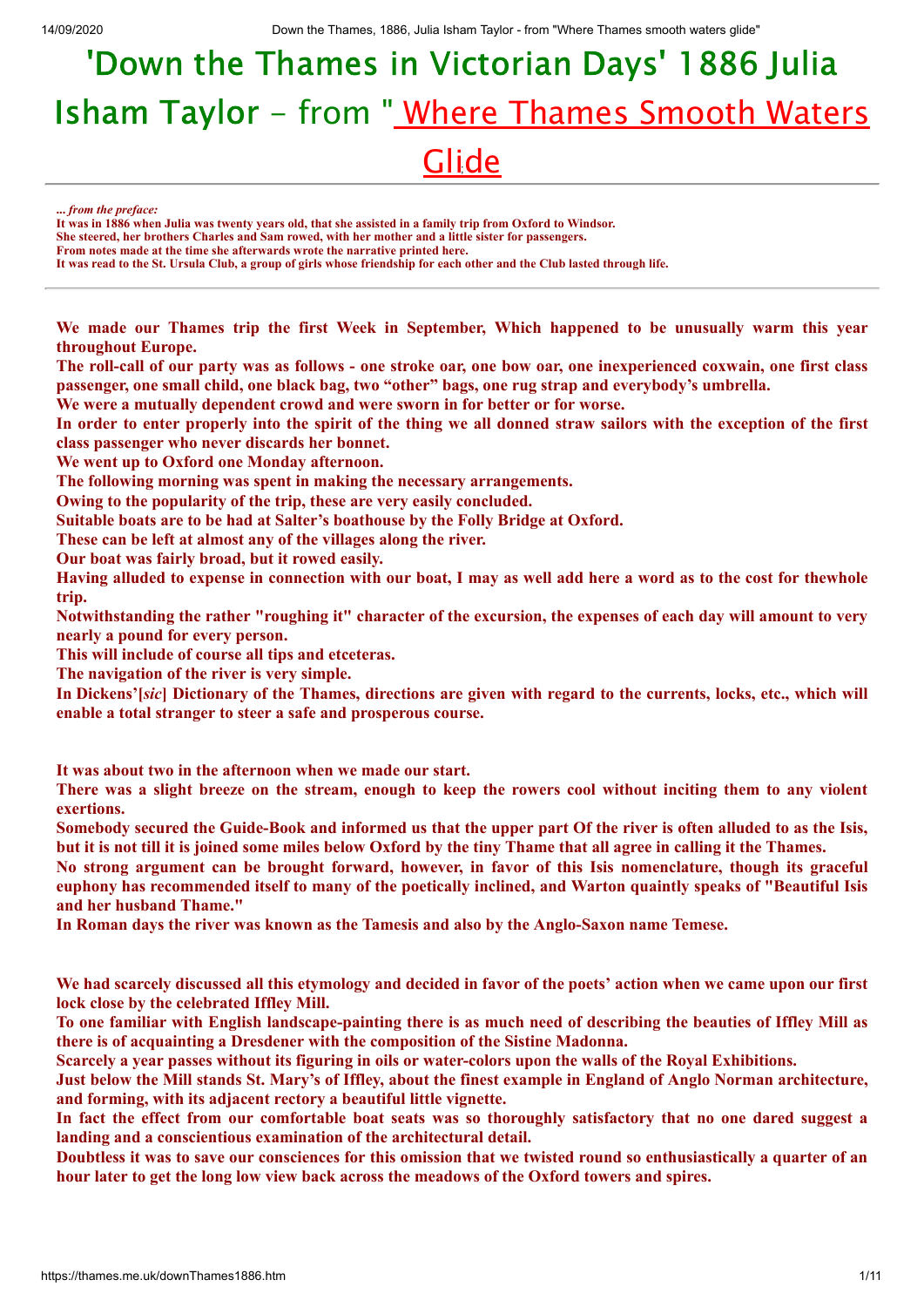# 'Down the Thames in Victorian Days' 1886 Julia Isham Taylor - from " Where Thames Smooth Waters Glide

***... from the preface:***
**It was in 1886 when Julia was twenty years old, that she assisted in a family trip from Oxford to Windsor.**
**She steered, her brothers Charles and Sam rowed, with her mother and a little sister for passengers.**
**From notes made at the time she afterwards wrote the narrative printed here.**
**It was read to the St. Ursula Club, a group of girls whose friendship for each other and the Club lasted through life.**

---

**We made our Thames trip the first Week in September, Which happened to be unusually warm this year throughout Europe.**
**The roll-call of our party was as follows - one stroke oar, one bow oar, one inexperienced coxwain, one first class passenger, one small child, one black bag, two "other" bags, one rug strap and everybody's umbrella.**
**We were a mutually dependent crowd and were sworn in for better or for worse.**
**In order to enter properly into the spirit of the thing we all donned straw sailors with the exception of the first class passenger who never discards her bonnet.**
**We went up to Oxford one Monday afternoon.**
**The following morning was spent in making the necessary arrangements.**
**Owing to the popularity of the trip, these are very easily concluded.**
**Suitable boats are to be had at Salter's boathouse by the Folly Bridge at Oxford.**
**These can be left at almost any of the villages along the river.**
**Our boat was fairly broad, but it rowed easily.**
**Having alluded to expense in connection with our boat, I may as well add here a word as to the cost for thewhole trip.**
**Notwithstanding the rather "roughing it" character of the excursion, the expenses of each day will amount to very nearly a pound for every person.**
**This will include of course all tips and etceteras.**
**The navigation of the river is very simple.**
**In Dickens'[*sic*] Dictionary of the Thames, directions are given with regard to the currents, locks, etc., which will enable a total stranger to steer a safe and prosperous course.**

**It was about two in the afternoon when we made our start.**
**There was a slight breeze on the stream, enough to keep the rowers cool without inciting them to any violent exertions.**
**Somebody secured the Guide-Book and informed us that the upper part Of the river is often alluded to as the Isis, but it is not till it is joined some miles below Oxford by the tiny Thame that all agree in calling it the Thames.**
**No strong argument can be brought forward, however, in favor of this Isis nomenclature, though its graceful euphony has recommended itself to many of the poetically inclined, and Warton quaintly speaks of "Beautiful Isis and her husband Thame."**
**In Roman days the river was known as the Tamesis and also by the Anglo-Saxon name Temese.**

**We had scarcely discussed all this etymology and decided in favor of the poets' action when we came upon our first lock close by the celebrated Iffley Mill.**
**To one familiar with English landscape-painting there is as much need of describing the beauties of Iffley Mill as there is of acquainting a Dresdener with the composition of the Sistine Madonna.**
**Scarcely a year passes without its figuring in oils or water-colors upon the walls of the Royal Exhibitions.**
**Just below the Mill stands St. Mary's of Iffley, about the finest example in England of Anglo Norman architecture, and forming, with its adjacent rectory a beautiful little vignette.**
**In fact the effect from our comfortable boat seats was so thoroughly satisfactory that no one dared suggest a landing and a conscientious examination of the architectural detail.**
**Doubtless it was to save our consciences for this omission that we twisted round so enthusiastically a quarter of an hour later to get the long low view back across the meadows of the Oxford towers and spires.**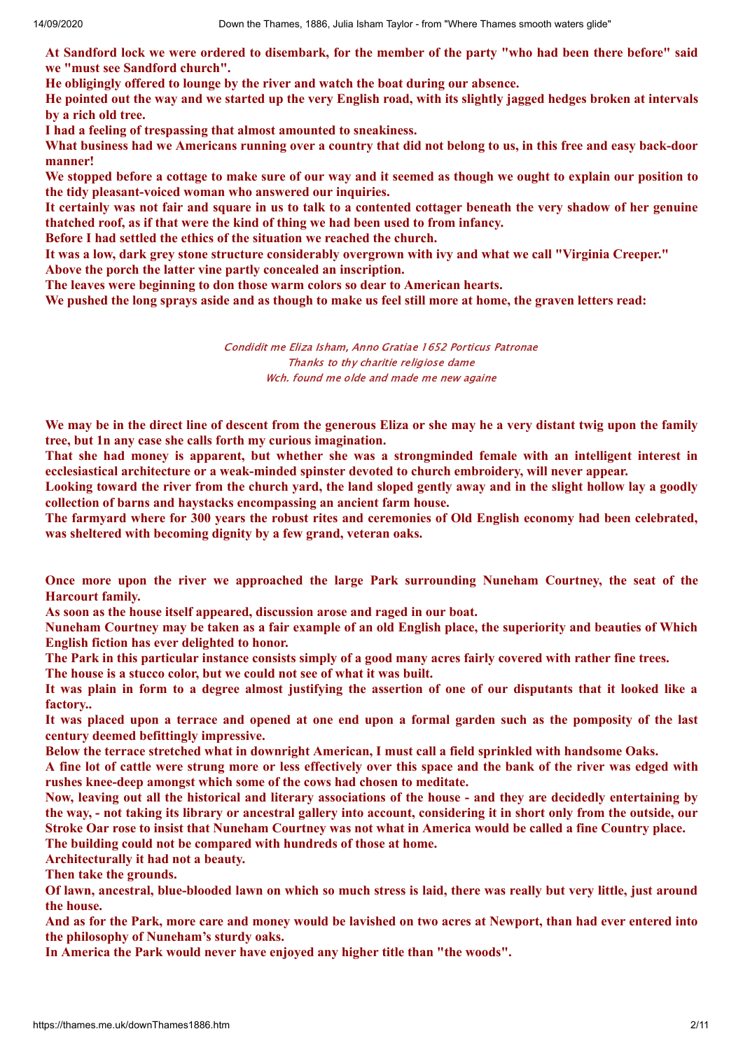**At Sandford lock we were ordered to disembark, for the member of the party "who had been there before" said we "must see Sandford church".**

**He obligingly offered to lounge by the river and watch the boat during our absence.**

**He pointed out the way and we started up the very English road, with its slightly jagged hedges broken at intervals by a rich old tree.**

**I had a feeling of trespassing that almost amounted to sneakiness.**

**What business had we Americans running over a country that did not belong to us, in this free and easy back-door manner!**

**We stopped before a cottage to make sure of our way and it seemed as though we ought to explain our position to the tidy pleasant-voiced woman who answered our inquiries.**

**It certainly was not fair and square in us to talk to a contented cottager beneath the very shadow of her genuine thatched roof, as if that were the kind of thing we had been used to from infancy.**

**Before I had settled the ethics of the situation we reached the church.**

**It was a low, dark grey stone structure considerably overgrown with ivy and what we call "Virginia Creeper."**

**Above the porch the latter vine partly concealed an inscription.**

**The leaves were beginning to don those warm colors so dear to American hearts.**

**We pushed the long sprays aside and as though to make us feel still more at home, the graven letters read:**

*Condidit me Eliza Isham, Anno Gratiae 1652 Porticus Patronae*
*Thanks to thy charitie religiose dame*
*Wch. found me olde and made me new againe*

**We may be in the direct line of descent from the generous Eliza or she may he a very distant twig upon the family tree, but 1n any case she calls forth my curious imagination.**

**That she had money is apparent, but whether she was a strongminded female with an intelligent interest in ecclesiastical architecture or a weak-minded spinster devoted to church embroidery, will never appear.**

**Looking toward the river from the church yard, the land sloped gently away and in the slight hollow lay a goodly collection of barns and haystacks encompassing an ancient farm house.**

**The farmyard where for 300 years the robust rites and ceremonies of Old English economy had been celebrated, was sheltered with becoming dignity by a few grand, veteran oaks.**

**Once more upon the river we approached the large Park surrounding Nuneham Courtney, the seat of the Harcourt family.**

**As soon as the house itself appeared, discussion arose and raged in our boat.**

**Nuneham Courtney may be taken as a fair example of an old English place, the superiority and beauties of Which English fiction has ever delighted to honor.**

**The Park in this particular instance consists simply of a good many acres fairly covered with rather fine trees.**

**The house is a stucco color, but we could not see of what it was built.**

**It was plain in form to a degree almost justifying the assertion of one of our disputants that it looked like a factory..**

**It was placed upon a terrace and opened at one end upon a formal garden such as the pomposity of the last century deemed befittingly impressive.**

**Below the terrace stretched what in downright American, I must call a field sprinkled with handsome Oaks.**

**A fine lot of cattle were strung more or less effectively over this space and the bank of the river was edged with rushes knee-deep amongst which some of the cows had chosen to meditate.**

**Now, leaving out all the historical and literary associations of the house - and they are decidedly entertaining by the way, - not taking its library or ancestral gallery into account, considering it in short only from the outside, our Stroke Oar rose to insist that Nuneham Courtney was not what in America would be called a fine Country place.**

**The building could not be compared with hundreds of those at home.**

**Architecturally it had not a beauty.**

**Then take the grounds.**

**Of lawn, ancestral, blue-blooded lawn on which so much stress is laid, there was really but very little, just around the house.**

**And as for the Park, more care and money would be lavished on two acres at Newport, than had ever entered into the philosophy of Nuneham's sturdy oaks.**

**In America the Park would never have enjoyed any higher title than "the woods".**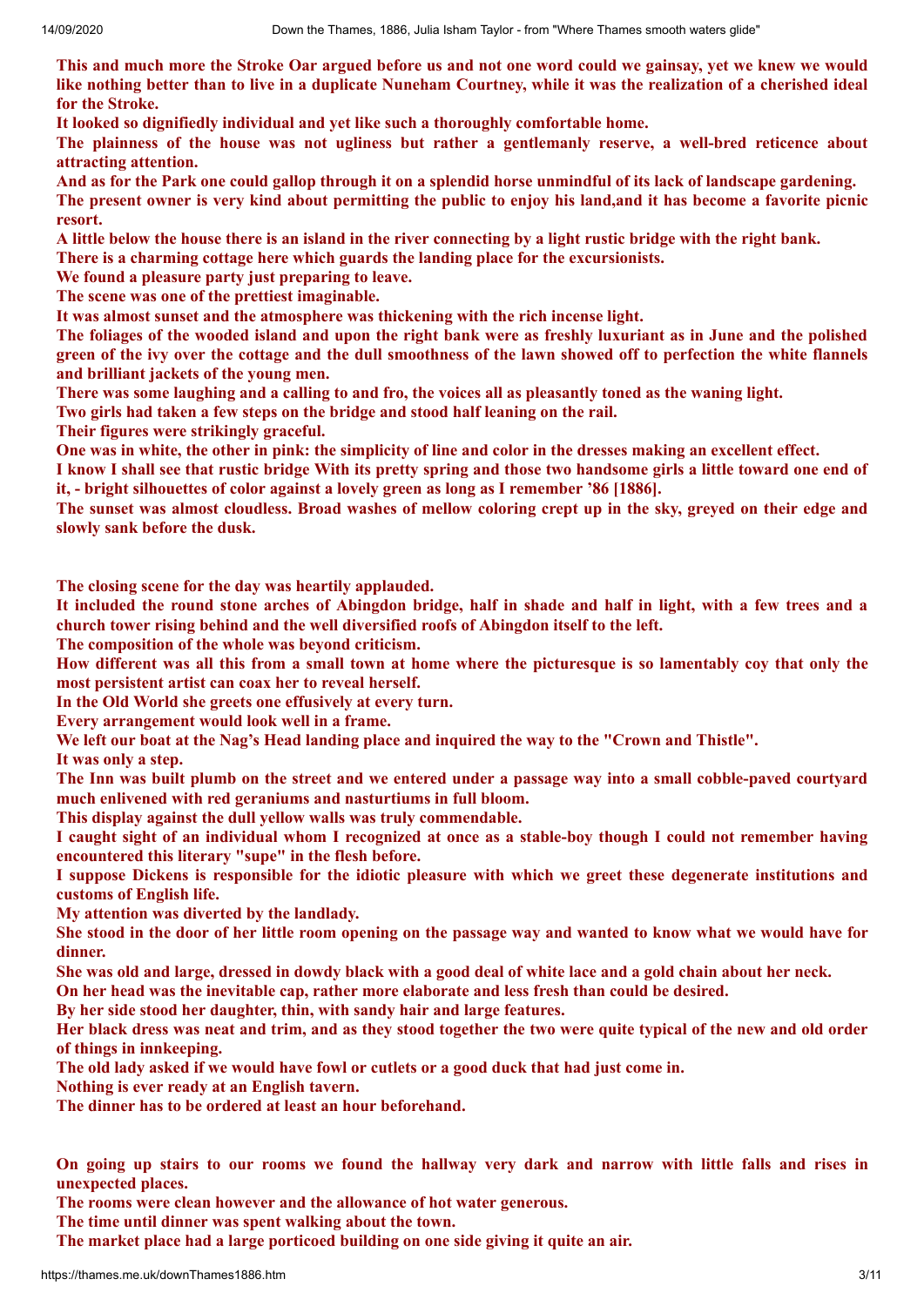**This and much more the Stroke Oar argued before us and not one word could we gainsay, yet we knew we would like nothing better than to live in a duplicate Nuneham Courtney, while it was the realization of a cherished ideal for the Stroke.**
**It looked so dignifiedly individual and yet like such a thoroughly comfortable home.**
**The plainness of the house was not ugliness but rather a gentlemanly reserve, a well-bred reticence about attracting attention.**
**And as for the Park one could gallop through it on a splendid horse unmindful of its lack of landscape gardening.**
**The present owner is very kind about permitting the public to enjoy his land,and it has become a favorite picnic resort.**
**A little below the house there is an island in the river connecting by a light rustic bridge with the right bank.**
**There is a charming cottage here which guards the landing place for the excursionists.**
**We found a pleasure party just preparing to leave.**
**The scene was one of the prettiest imaginable.**
**It was almost sunset and the atmosphere was thickening with the rich incense light.**
**The foliages of the wooded island and upon the right bank were as freshly luxuriant as in June and the polished green of the ivy over the cottage and the dull smoothness of the lawn showed off to perfection the white flannels and brilliant jackets of the young men.**
**There was some laughing and a calling to and fro, the voices all as pleasantly toned as the waning light.**
**Two girls had taken a few steps on the bridge and stood half leaning on the rail.**
**Their figures were strikingly graceful.**
**One was in white, the other in pink: the simplicity of line and color in the dresses making an excellent effect.**
**I know I shall see that rustic bridge With its pretty spring and those two handsome girls a little toward one end of it, - bright silhouettes of color against a lovely green as long as I remember '86 [1886].**
**The sunset was almost cloudless. Broad washes of mellow coloring crept up in the sky, greyed on their edge and slowly sank before the dusk.**

**The closing scene for the day was heartily applauded.**
**It included the round stone arches of Abingdon bridge, half in shade and half in light, with a few trees and a church tower rising behind and the well diversified roofs of Abingdon itself to the left.**
**The composition of the whole was beyond criticism.**
**How different was all this from a small town at home where the picturesque is so lamentably coy that only the most persistent artist can coax her to reveal herself.**
**In the Old World she greets one effusively at every turn.**
**Every arrangement would look well in a frame.**
**We left our boat at the Nag's Head landing place and inquired the way to the "Crown and Thistle".**
**It was only a step.**
**The Inn was built plumb on the street and we entered under a passage way into a small cobble-paved courtyard much enlivened with red geraniums and nasturtiums in full bloom.**
**This display against the dull yellow walls was truly commendable.**
**I caught sight of an individual whom I recognized at once as a stable-boy though I could not remember having encountered this literary "supe" in the flesh before.**
**I suppose Dickens is responsible for the idiotic pleasure with which we greet these degenerate institutions and customs of English life.**
**My attention was diverted by the landlady.**
**She stood in the door of her little room opening on the passage way and wanted to know what we would have for dinner.**
**She was old and large, dressed in dowdy black with a good deal of white lace and a gold chain about her neck.**
**On her head was the inevitable cap, rather more elaborate and less fresh than could be desired.**
**By her side stood her daughter, thin, with sandy hair and large features.**
**Her black dress was neat and trim, and as they stood together the two were quite typical of the new and old order of things in innkeeping.**
**The old lady asked if we would have fowl or cutlets or a good duck that had just come in.**
**Nothing is ever ready at an English tavern.**
**The dinner has to be ordered at least an hour beforehand.**

**On going up stairs to our rooms we found the hallway very dark and narrow with little falls and rises in unexpected places.**
**The rooms were clean however and the allowance of hot water generous.**
**The time until dinner was spent walking about the town.**
**The market place had a large porticoed building on one side giving it quite an air.**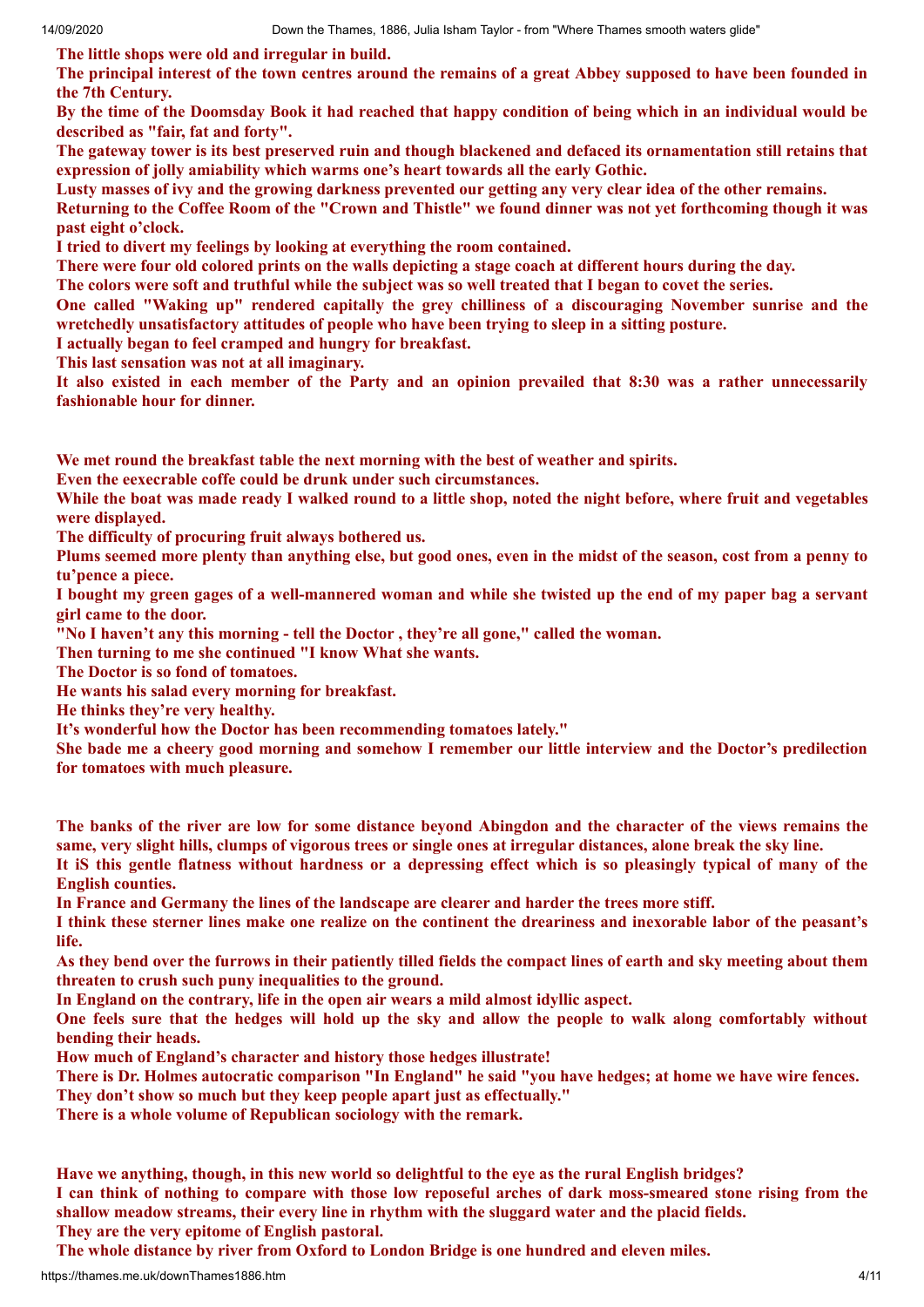**The little shops were old and irregular in build.**
**The principal interest of the town centres around the remains of a great Abbey supposed to have been founded in the 7th Century.**
**By the time of the Doomsday Book it had reached that happy condition of being which in an individual would be described as "fair, fat and forty".**
**The gateway tower is its best preserved ruin and though blackened and defaced its ornamentation still retains that expression of jolly amiability which warms one's heart towards all the early Gothic.**
**Lusty masses of ivy and the growing darkness prevented our getting any very clear idea of the other remains.**
**Returning to the Coffee Room of the "Crown and Thistle" we found dinner was not yet forthcoming though it was past eight o'clock.**
**I tried to divert my feelings by looking at everything the room contained.**
**There were four old colored prints on the walls depicting a stage coach at different hours during the day.**
**The colors were soft and truthful while the subject was so well treated that I began to covet the series.**
**One called "Waking up" rendered capitally the grey chilliness of a discouraging November sunrise and the wretchedly unsatisfactory attitudes of people who have been trying to sleep in a sitting posture.**
**I actually began to feel cramped and hungry for breakfast.**
**This last sensation was not at all imaginary.**
**It also existed in each member of the Party and an opinion prevailed that 8:30 was a rather unnecessarily fashionable hour for dinner.**

**We met round the breakfast table the next morning with the best of weather and spirits.**
**Even the eexecrable coffe could be drunk under such circumstances.**
**While the boat was made ready I walked round to a little shop, noted the night before, where fruit and vegetables were displayed.**
**The difficulty of procuring fruit always bothered us.**
**Plums seemed more plenty than anything else, but good ones, even in the midst of the season, cost from a penny to tu'pence a piece.**
**I bought my green gages of a well-mannered woman and while she twisted up the end of my paper bag a servant girl came to the door.**
**"No I haven't any this morning - tell the Doctor , they're all gone," called the woman.**
**Then turning to me she continued "I know What she wants.**
**The Doctor is so fond of tomatoes.**
**He wants his salad every morning for breakfast.**
**He thinks they're very healthy.**
**It's wonderful how the Doctor has been recommending tomatoes lately."**
**She bade me a cheery good morning and somehow I remember our little interview and the Doctor's predilection for tomatoes with much pleasure.**

**The banks of the river are low for some distance beyond Abingdon and the character of the views remains the same, very slight hills, clumps of vigorous trees or single ones at irregular distances, alone break the sky line.**
**It iS this gentle flatness without hardness or a depressing effect which is so pleasingly typical of many of the English counties.**
**In France and Germany the lines of the landscape are clearer and harder the trees more stiff.**
**I think these sterner lines make one realize on the continent the dreariness and inexorable labor of the peasant's life.**
**As they bend over the furrows in their patiently tilled fields the compact lines of earth and sky meeting about them threaten to crush such puny inequalities to the ground.**
**In England on the contrary, life in the open air wears a mild almost idyllic aspect.**
**One feels sure that the hedges will hold up the sky and allow the people to walk along comfortably without bending their heads.**
**How much of England's character and history those hedges illustrate!**
**There is Dr. Holmes autocratic comparison "In England" he said "you have hedges; at home we have wire fences.**
**They don't show so much but they keep people apart just as effectually."**
**There is a whole volume of Republican sociology with the remark.**

**Have we anything, though, in this new world so delightful to the eye as the rural English bridges?**
**I can think of nothing to compare with those low reposeful arches of dark moss-smeared stone rising from the shallow meadow streams, their every line in rhythm with the sluggard water and the placid fields.**
**They are the very epitome of English pastoral.**
**The whole distance by river from Oxford to London Bridge is one hundred and eleven miles.**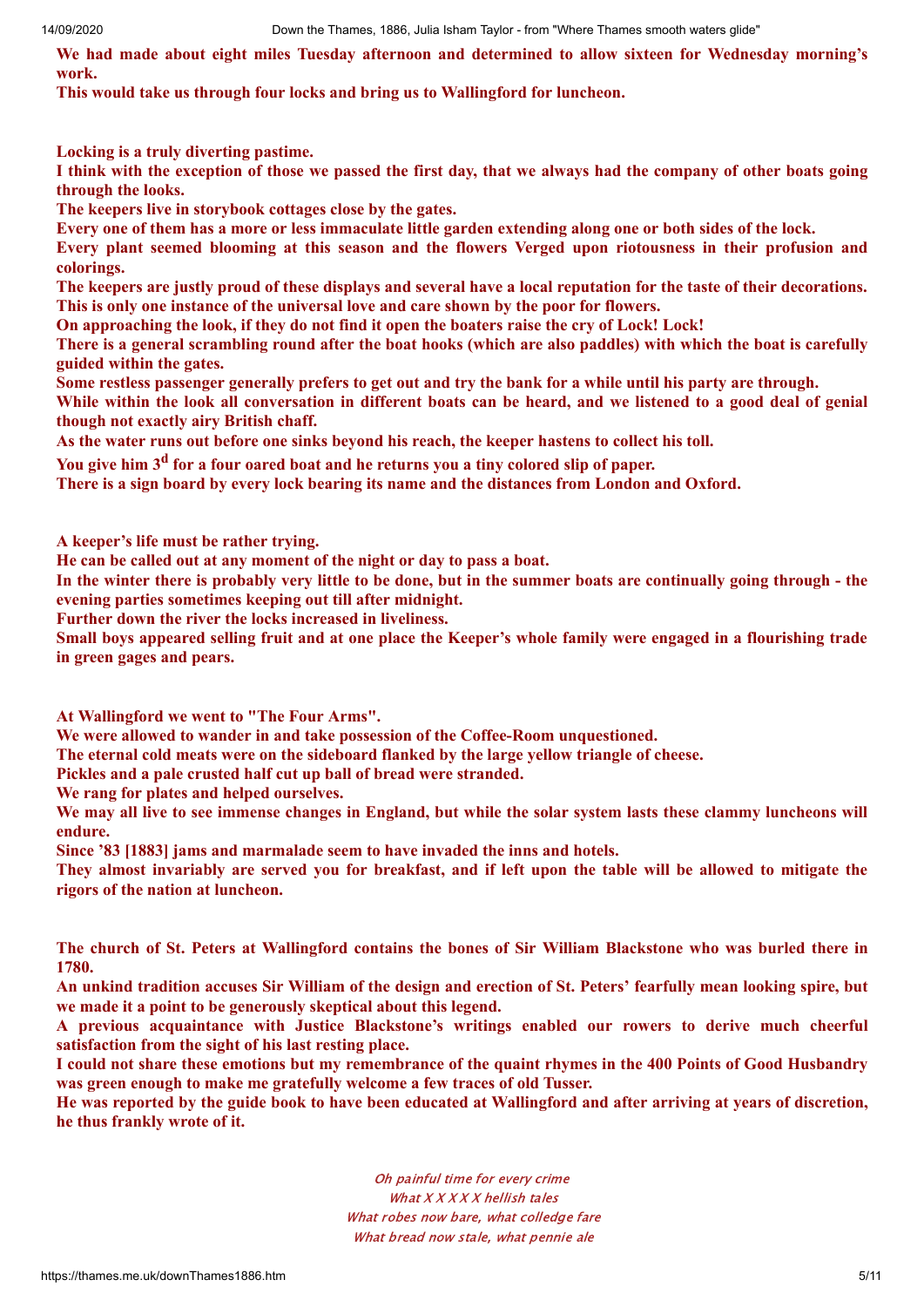**We had made about eight miles Tuesday afternoon and determined to allow sixteen for Wednesday morning's work.**

**This would take us through four locks and bring us to Wallingford for luncheon.**

**Locking is a truly diverting pastime.**

**I think with the exception of those we passed the first day, that we always had the company of other boats going through the looks.**

**The keepers live in storybook cottages close by the gates.**

**Every one of them has a more or less immaculate little garden extending along one or both sides of the lock.**

**Every plant seemed blooming at this season and the flowers Verged upon riotousness in their profusion and colorings.**

**The keepers are justly proud of these displays and several have a local reputation for the taste of their decorations.**

**This is only one instance of the universal love and care shown by the poor for flowers.**

**On approaching the look, if they do not find it open the boaters raise the cry of Lock! Lock!**

**There is a general scrambling round after the boat hooks (which are also paddles) with which the boat is carefully guided within the gates.**

**Some restless passenger generally prefers to get out and try the bank for a while until his party are through.**

**While within the look all conversation in different boats can be heard, and we listened to a good deal of genial though not exactly airy British chaff.**

**As the water runs out before one sinks beyond his reach, the keeper hastens to collect his toll.**

**You give him 3^d^ for a four oared boat and he returns you a tiny colored slip of paper.**

**There is a sign board by every lock bearing its name and the distances from London and Oxford.**

**A keeper's life must be rather trying.**

**He can be called out at any moment of the night or day to pass a boat.**

**In the winter there is probably very little to be done, but in the summer boats are continually going through - the evening parties sometimes keeping out till after midnight.**

**Further down the river the locks increased in liveliness.**

**Small boys appeared selling fruit and at one place the Keeper's whole family were engaged in a flourishing trade in green gages and pears.**

**At Wallingford we went to "The Four Arms".**

**We were allowed to wander in and take possession of the Coffee-Room unquestioned.**

**The eternal cold meats were on the sideboard flanked by the large yellow triangle of cheese.**

**Pickles and a pale crusted half cut up ball of bread were stranded.**

**We rang for plates and helped ourselves.**

**We may all live to see immense changes in England, but while the solar system lasts these clammy luncheons will endure.**

**Since '83 [1883] jams and marmalade seem to have invaded the inns and hotels.**

**They almost invariably are served you for breakfast, and if left upon the table will be allowed to mitigate the rigors of the nation at luncheon.**

**The church of St. Peters at Wallingford contains the bones of Sir William Blackstone who was burled there in 1780.**

**An unkind tradition accuses Sir William of the design and erection of St. Peters' fearfully mean looking spire, but we made it a point to be generously skeptical about this legend.**

**A previous acquaintance with Justice Blackstone's writings enabled our rowers to derive much cheerful satisfaction from the sight of his last resting place.**

**I could not share these emotions but my remembrance of the quaint rhymes in the 400 Points of Good Husbandry was green enough to make me gratefully welcome a few traces of old Tusser.**

**He was reported by the guide book to have been educated at Wallingford and after arriving at years of discretion, he thus frankly wrote of it.**

*Oh painful time for every crime*
*What X X X X X hellish tales*
*What robes now bare, what colledge fare*
*What bread now stale, what pennie ale*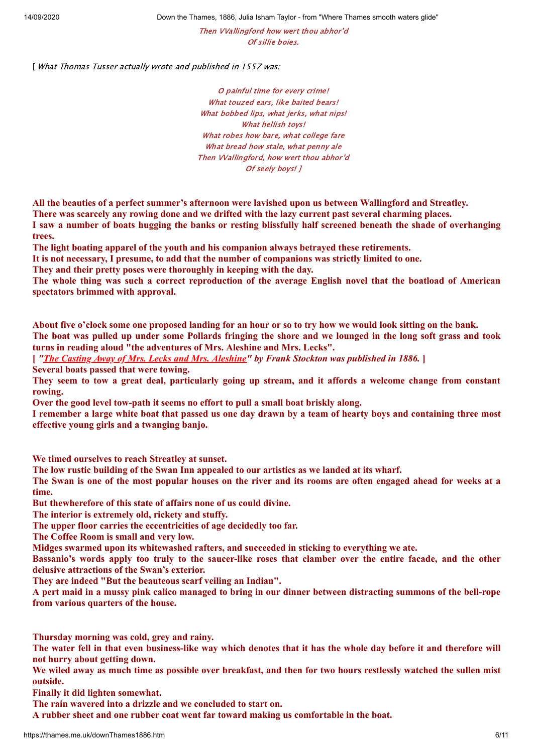*Then VVallingford how wert thou abhor'd*
*Of sillie boies.*

[ *What Thomas Tusser actually wrote and published in 1557 was:*

*O painful time for every crime!*
*What touzed ears, like baited bears!*
*What bobbed lips, what jerks, what nips!*
*What hellish toys!*
*What robes how bare, what college fare*
*What bread how stale, what penny ale*
*Then VVallingford, how wert thou abhor'd*
*Of seely boys! ]*

**All the beauties of a perfect summer's afternoon were lavished upon us between Wallingford and Streatley.**
**There was scarcely any rowing done and we drifted with the lazy current past several charming places.**
**I saw a number of boats hugging the banks or resting blissfully half screened beneath the shade of overhanging trees.**
**The light boating apparel of the youth and his companion always betrayed these retirements.**
**It is not necessary, I presume, to add that the number of companions was strictly limited to one.**
**They and their pretty poses were thoroughly in keeping with the day.**
**The whole thing was such a correct reproduction of the average English novel that the boatload of American spectators brimmed with approval.**

**About five o'clock some one proposed landing for an hour or so to try how we would look sitting on the bank.**
**The boat was pulled up under some Pollards fringing the shore and we lounged in the long soft grass and took turns in reading aloud "the adventures of Mrs. Aleshine and Mrs. Lecks".**
**[ *"The Casting Away of Mrs. Lecks and Mrs. Aleshine" by Frank Stockton was published in 1886.* ]**
**Several boats passed that were towing.**
**They seem to tow a great deal, particularly going up stream, and it affords a welcome change from constant rowing.**
**Over the good level tow-path it seems no effort to pull a small boat briskly along.**
**I remember a large white boat that passed us one day drawn by a team of hearty boys and containing three most effective young girls and a twanging banjo.**

**We timed ourselves to reach Streatley at sunset.**
**The low rustic building of the Swan Inn appealed to our artistics as we landed at its wharf.**
**The Swan is one of the most popular houses on the river and its rooms are often engaged ahead for weeks at a time.**
**But thewherefore of this state of affairs none of us could divine.**
**The interior is extremely old, rickety and stuffy.**
**The upper floor carries the eccentricities of age decidedly too far.**
**The Coffee Room is small and very low.**
**Midges swarmed upon its whitewashed rafters, and succeeded in sticking to everything we ate.**
**Bassanio's words apply too truly to the saucer-like roses that clamber over the entire facade, and the other delusive attractions of the Swan's exterior.**
**They are indeed "But the beauteous scarf veiling an Indian".**
**A pert maid in a mussy pink calico managed to bring in our dinner between distracting summons of the bell-rope from various quarters of the house.**

**Thursday morning was cold, grey and rainy.**
**The water fell in that even business-like way which denotes that it has the whole day before it and therefore will not hurry about getting down.**
**We wiled away as much time as possible over breakfast, and then for two hours restlessly watched the sullen mist outside.**
**Finally it did lighten somewhat.**
**The rain wavered into a drizzle and we concluded to start on.**
**A rubber sheet and one rubber coat went far toward making us comfortable in the boat.**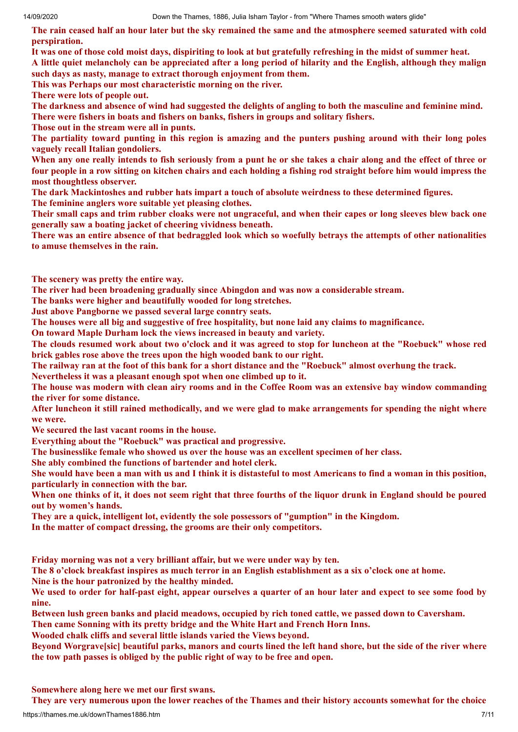**The rain ceased half an hour later but the sky remained the same and the atmosphere seemed saturated with cold perspiration.**

**It was one of those cold moist days, dispiriting to look at but gratefully refreshing in the midst of summer heat.**

**A little quiet melancholy can be appreciated after a long period of hilarity and the English, although they malign such days as nasty, manage to extract thorough enjoyment from them.**

**This was Perhaps our most characteristic morning on the river.**

**There were lots of people out.**

**The darkness and absence of wind had suggested the delights of angling to both the masculine and feminine mind.**

**There were fishers in boats and fishers on banks, fishers in groups and solitary fishers.**

**Those out in the stream were all in punts.**

**The partiality toward punting in this region is amazing and the punters pushing around with their long poles vaguely recall Italian gondoliers.**

**When any one really intends to fish seriously from a punt he or she takes a chair along and the effect of three or four people in a row sitting on kitchen chairs and each holding a fishing rod straight before him would impress the most thoughtless observer.**

**The dark Mackintoshes and rubber hats impart a touch of absolute weirdness to these determined figures.**

**The feminine anglers wore suitable yet pleasing clothes.**

**Their small caps and trim rubber cloaks were not ungraceful, and when their capes or long sleeves blew back one generally saw a boating jacket of cheering vividness beneath.**

**There was an entire absence of that bedraggled look which so woefully betrays the attempts of other nationalities to amuse themselves in the rain.**

**The scenery was pretty the entire way.**

**The river had been broadening gradually since Abingdon and was now a considerable stream.**

**The banks were higher and beautifully wooded for long stretches.**

**Just above Pangborne we passed several large conntry seats.**

**The houses were all big and suggestive of free hospitality, but none laid any claims to magnificance.**

**On toward Maple Durham lock the views increased in beauty and variety.**

**The clouds resumed work about two o'clock and it was agreed to stop for luncheon at the "Roebuck" whose red brick gables rose above the trees upon the high wooded bank to our right.**

**The railway ran at the foot of this bank for a short distance and the "Roebuck" almost overhung the track.**

**Nevertheless it was a pleasant enough spot when one climbed up to it.**

**The house was modern with clean airy rooms and in the Coffee Room was an extensive bay window commanding the river for some distance.**

**After luncheon it still rained methodically, and we were glad to make arrangements for spending the night where we were.**

**We secured the last vacant rooms in the house.**

**Everything about the "Roebuck" was practical and progressive.**

**The businesslike female who showed us over the house was an excellent specimen of her class.**

**She ably combined the functions of bartender and hotel clerk.**

**She would have been a man with us and I think it is distasteful to most Americans to find a woman in this position, particularly in connection with the bar.**

**When one thinks of it, it does not seem right that three fourths of the liquor drunk in England should be poured out by women's hands.**

**They are a quick, intelligent lot, evidently the sole possessors of "gumption" in the Kingdom.**

**In the matter of compact dressing, the grooms are their only competitors.**

**Friday morning was not a very brilliant affair, but we were under way by ten.**

**The 8 o'clock breakfast inspires as much terror in an English establishment as a six o'clock one at home.**

**Nine is the hour patronized by the healthy minded.**

**We used to order for half-past eight, appear ourselves a quarter of an hour later and expect to see some food by nine.**

**Between lush green banks and placid meadows, occupied by rich toned cattle, we passed down to Caversham.**

**Then came Sonning with its pretty bridge and the White Hart and French Horn Inns.**

**Wooded chalk cliffs and several little islands varied the Views beyond.**

**Beyond Worgrave[sic] beautiful parks, manors and courts lined the left hand shore, but the side of the river where the tow path passes is obliged by the public right of way to be free and open.**

**Somewhere along here we met our first swans.**

**They are very numerous upon the lower reaches of the Thames and their history accounts somewhat for the choice**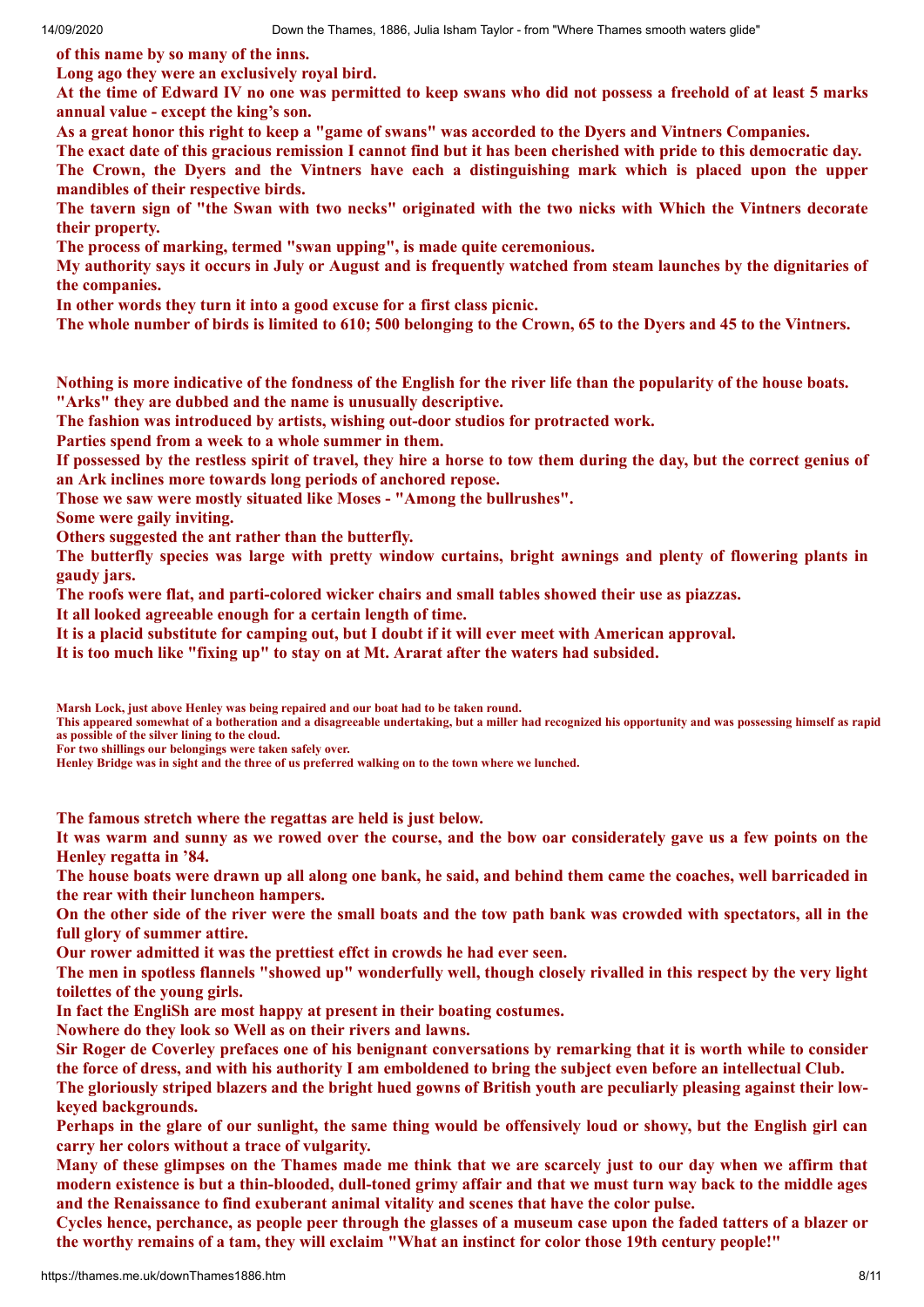**of this name by so many of the inns.**

**Long ago they were an exclusively royal bird.**

**At the time of Edward IV no one was permitted to keep swans who did not possess a freehold of at least 5 marks annual value - except the king's son.**

**As a great honor this right to keep a "game of swans" was accorded to the Dyers and Vintners Companies.**

**The exact date of this gracious remission I cannot find but it has been cherished with pride to this democratic day.**

**The Crown, the Dyers and the Vintners have each a distinguishing mark which is placed upon the upper mandibles of their respective birds.**

**The tavern sign of "the Swan with two necks" originated with the two nicks with Which the Vintners decorate their property.**

**The process of marking, termed "swan upping", is made quite ceremonious.**

**My authority says it occurs in July or August and is frequently watched from steam launches by the dignitaries of the companies.**

**In other words they turn it into a good excuse for a first class picnic.**

**The whole number of birds is limited to 610; 500 belonging to the Crown, 65 to the Dyers and 45 to the Vintners.**

**Nothing is more indicative of the fondness of the English for the river life than the popularity of the house boats.**

**"Arks" they are dubbed and the name is unusually descriptive.**

**The fashion was introduced by artists, wishing out-door studios for protracted work.**

**Parties spend from a week to a whole summer in them.**

**If possessed by the restless spirit of travel, they hire a horse to tow them during the day, but the correct genius of an Ark inclines more towards long periods of anchored repose.**

**Those we saw were mostly situated like Moses - "Among the bullrushes".**

**Some were gaily inviting.**

**Others suggested the ant rather than the butterfly.**

**The butterfly species was large with pretty window curtains, bright awnings and plenty of flowering plants in gaudy jars.**

**The roofs were flat, and parti-colored wicker chairs and small tables showed their use as piazzas.**

**It all looked agreeable enough for a certain length of time.**

**It is a placid substitute for camping out, but I doubt if it will ever meet with American approval.**

**It is too much like "fixing up" to stay on at Mt. Ararat after the waters had subsided.**

**Marsh Lock, just above Henley was being repaired and our boat had to be taken round.**

**This appeared somewhat of a botheration and a disagreeable undertaking, but a miller had recognized his opportunity and was possessing himself as rapid as possible of the silver lining to the cloud.**

**For two shillings our belongings were taken safely over.**

**Henley Bridge was in sight and the three of us preferred walking on to the town where we lunched.**

**The famous stretch where the regattas are held is just below.**

**It was warm and sunny as we rowed over the course, and the bow oar considerately gave us a few points on the Henley regatta in '84.**

**The house boats were drawn up all along one bank, he said, and behind them came the coaches, well barricaded in the rear with their luncheon hampers.**

**On the other side of the river were the small boats and the tow path bank was crowded with spectators, all in the full glory of summer attire.**

**Our rower admitted it was the prettiest effct in crowds he had ever seen.**

**The men in spotless flannels "showed up" wonderfully well, though closely rivalled in this respect by the very light toilettes of the young girls.**

**In fact the EngliSh are most happy at present in their boating costumes.**

**Nowhere do they look so Well as on their rivers and lawns.**

**Sir Roger de Coverley prefaces one of his benignant conversations by remarking that it is worth while to consider the force of dress, and with his authority I am emboldened to bring the subject even before an intellectual Club.**

**The gloriously striped blazers and the bright hued gowns of British youth are peculiarly pleasing against their low-keyed backgrounds.**

**Perhaps in the glare of our sunlight, the same thing would be offensively loud or showy, but the English girl can carry her colors without a trace of vulgarity.**

**Many of these glimpses on the Thames made me think that we are scarcely just to our day when we affirm that modern existence is but a thin-blooded, dull-toned grimy affair and that we must turn way back to the middle ages and the Renaissance to find exuberant animal vitality and scenes that have the color pulse.**

**Cycles hence, perchance, as people peer through the glasses of a museum case upon the faded tatters of a blazer or the worthy remains of a tam, they will exclaim "What an instinct for color those 19th century people!"**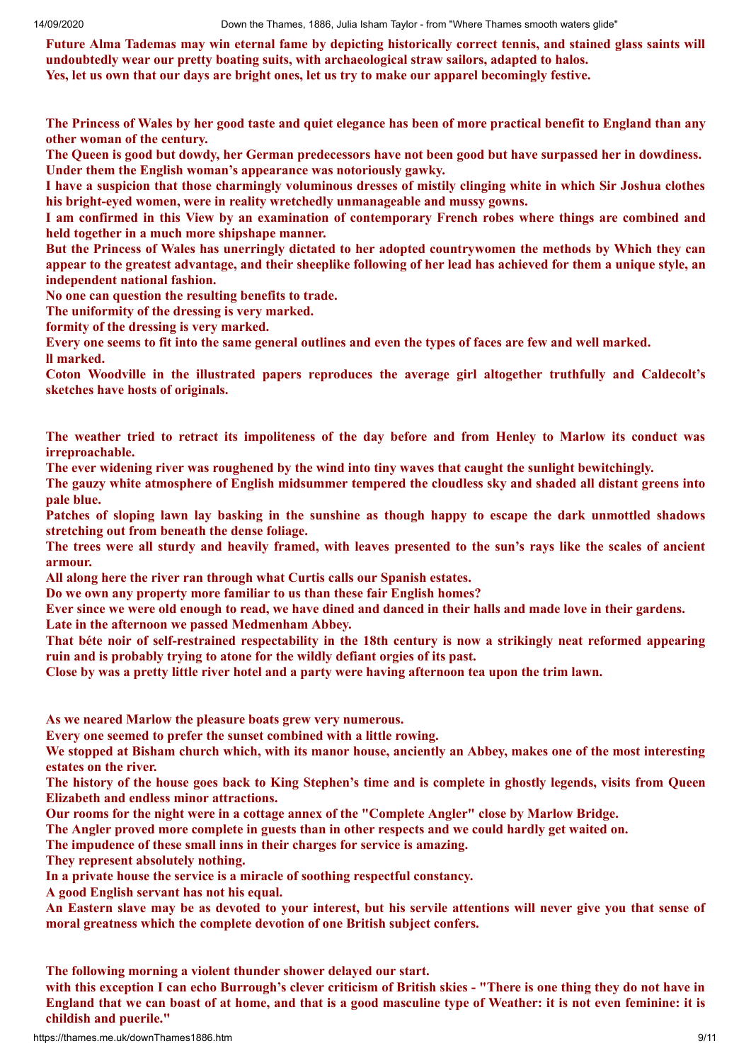**Future Alma Tademas may win eternal fame by depicting historically correct tennis, and stained glass saints will undoubtedly wear our pretty boating suits, with archaeological straw sailors, adapted to halos.**
**Yes, let us own that our days are bright ones, let us try to make our apparel becomingly festive.**

**The Princess of Wales by her good taste and quiet elegance has been of more practical benefit to England than any other woman of the century.**
**The Queen is good but dowdy, her German predecessors have not been good but have surpassed her in dowdiness.**
**Under them the English woman's appearance was notoriously gawky.**
**I have a suspicion that those charmingly voluminous dresses of mistily clinging white in which Sir Joshua clothes his bright-eyed women, were in reality wretchedly unmanageable and mussy gowns.**
**I am confirmed in this View by an examination of contemporary French robes where things are combined and held together in a much more shipshape manner.**
**But the Princess of Wales has unerringly dictated to her adopted countrywomen the methods by Which they can appear to the greatest advantage, and their sheeplike following of her lead has achieved for them a unique style, an independent national fashion.**
**No one can question the resulting benefits to trade.**
**The uniformity of the dressing is very marked.**
**formity of the dressing is very marked.**
**Every one seems to fit into the same general outlines and even the types of faces are few and well marked.**
**ll marked.**
**Coton Woodville in the illustrated papers reproduces the average girl altogether truthfully and Caldecolt's sketches have hosts of originals.**

**The weather tried to retract its impoliteness of the day before and from Henley to Marlow its conduct was irreproachable.**
**The ever widening river was roughened by the wind into tiny waves that caught the sunlight bewitchingly.**
**The gauzy white atmosphere of English midsummer tempered the cloudless sky and shaded all distant greens into pale blue.**
**Patches of sloping lawn lay basking in the sunshine as though happy to escape the dark unmottled shadows stretching out from beneath the dense foliage.**
**The trees were all sturdy and heavily framed, with leaves presented to the sun's rays like the scales of ancient armour.**
**All along here the river ran through what Curtis calls our Spanish estates.**
**Do we own any property more familiar to us than these fair English homes?**
**Ever since we were old enough to read, we have dined and danced in their halls and made love in their gardens.**
**Late in the afternoon we passed Medmenham Abbey.**
**That béte noir of self-restrained respectability in the 18th century is now a strikingly neat reformed appearing ruin and is probably trying to atone for the wildly defiant orgies of its past.**
**Close by was a pretty little river hotel and a party were having afternoon tea upon the trim lawn.**

**As we neared Marlow the pleasure boats grew very numerous.**
**Every one seemed to prefer the sunset combined with a little rowing.**
**We stopped at Bisham church which, with its manor house, anciently an Abbey, makes one of the most interesting estates on the river.**
**The history of the house goes back to King Stephen's time and is complete in ghostly legends, visits from Queen Elizabeth and endless minor attractions.**
**Our rooms for the night were in a cottage annex of the "Complete Angler" close by Marlow Bridge.**
**The Angler proved more complete in guests than in other respects and we could hardly get waited on.**
**The impudence of these small inns in their charges for service is amazing.**
**They represent absolutely nothing.**
**In a private house the service is a miracle of soothing respectful constancy.**
**A good English servant has not his equal.**
**An Eastern slave may be as devoted to your interest, but his servile attentions will never give you that sense of moral greatness which the complete devotion of one British subject confers.**

**The following morning a violent thunder shower delayed our start.**
**with this exception I can echo Burrough's clever criticism of British skies - "There is one thing they do not have in England that we can boast of at home, and that is a good masculine type of Weather: it is not even feminine: it is childish and puerile."**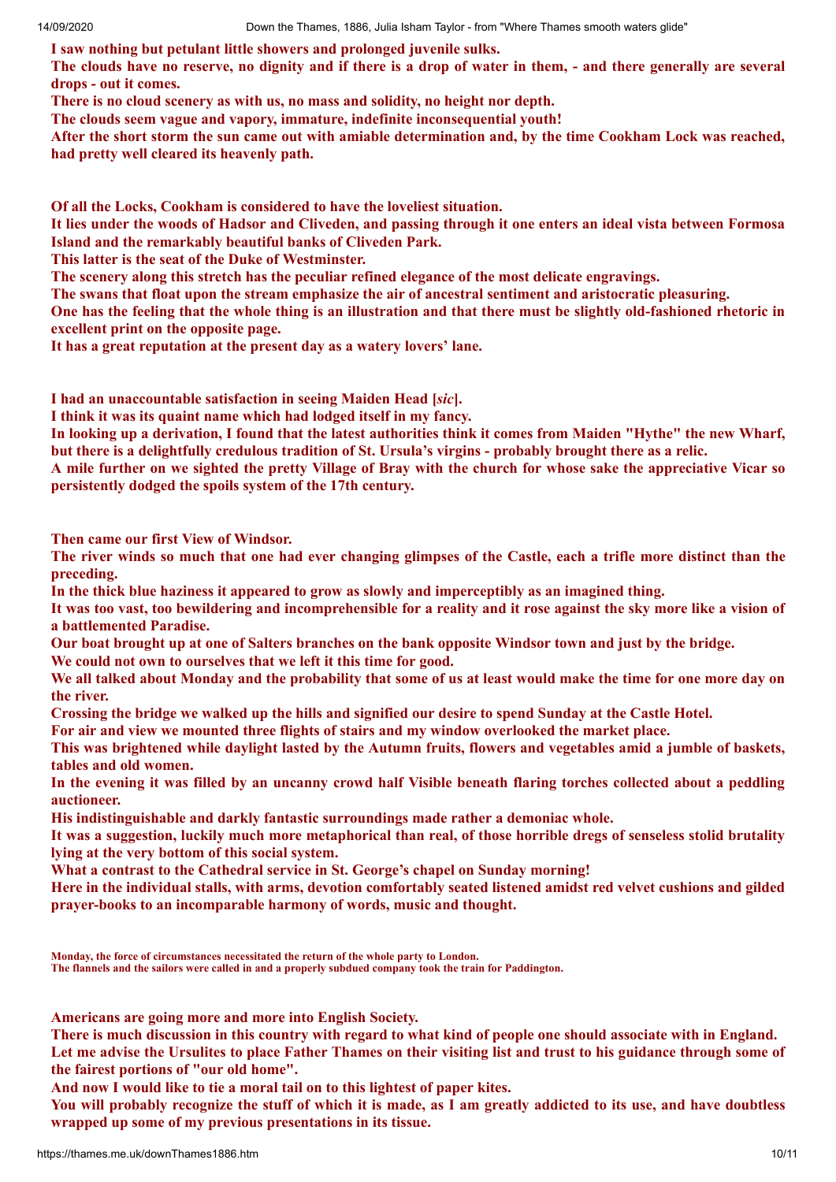**I saw nothing but petulant little showers and prolonged juvenile sulks.**
**The clouds have no reserve, no dignity and if there is a drop of water in them, - and there generally are several drops - out it comes.**
**There is no cloud scenery as with us, no mass and solidity, no height nor depth.**
**The clouds seem vague and vapory, immature, indefinite inconsequential youth!**
**After the short storm the sun came out with amiable determination and, by the time Cookham Lock was reached, had pretty well cleared its heavenly path.**

**Of all the Locks, Cookham is considered to have the loveliest situation.**
**It lies under the woods of Hadsor and Cliveden, and passing through it one enters an ideal vista between Formosa Island and the remarkably beautiful banks of Cliveden Park.**
**This latter is the seat of the Duke of Westminster.**
**The scenery along this stretch has the peculiar refined elegance of the most delicate engravings.**
**The swans that float upon the stream emphasize the air of ancestral sentiment and aristocratic pleasuring.**
**One has the feeling that the whole thing is an illustration and that there must be slightly old-fashioned rhetoric in excellent print on the opposite page.**
**It has a great reputation at the present day as a watery lovers' lane.**

**I had an unaccountable satisfaction in seeing Maiden Head [*sic*].**
**I think it was its quaint name which had lodged itself in my fancy.**
**In looking up a derivation, I found that the latest authorities think it comes from Maiden "Hythe" the new Wharf, but there is a delightfully credulous tradition of St. Ursula's virgins - probably brought there as a relic.**
**A mile further on we sighted the pretty Village of Bray with the church for whose sake the appreciative Vicar so persistently dodged the spoils system of the 17th century.**

**Then came our first View of Windsor.**
**The river winds so much that one had ever changing glimpses of the Castle, each a trifle more distinct than the preceding.**
**In the thick blue haziness it appeared to grow as slowly and imperceptibly as an imagined thing.**
**It was too vast, too bewildering and incomprehensible for a reality and it rose against the sky more like a vision of a battlemented Paradise.**
**Our boat brought up at one of Salters branches on the bank opposite Windsor town and just by the bridge.**
**We could not own to ourselves that we left it this time for good.**
**We all talked about Monday and the probability that some of us at least would make the time for one more day on the river.**
**Crossing the bridge we walked up the hills and signified our desire to spend Sunday at the Castle Hotel.**
**For air and view we mounted three flights of stairs and my window overlooked the market place.**
**This was brightened while daylight lasted by the Autumn fruits, flowers and vegetables amid a jumble of baskets, tables and old women.**
**In the evening it was filled by an uncanny crowd half Visible beneath flaring torches collected about a peddling auctioneer.**
**His indistinguishable and darkly fantastic surroundings made rather a demoniac whole.**
**It was a suggestion, luckily much more metaphorical than real, of those horrible dregs of senseless stolid brutality lying at the very bottom of this social system.**
**What a contrast to the Cathedral service in St. George's chapel on Sunday morning!**
**Here in the individual stalls, with arms, devotion comfortably seated listened amidst red velvet cushions and gilded prayer-books to an incomparable harmony of words, music and thought.**

**Monday, the force of circumstances necessitated the return of the whole party to London.**
**The flannels and the sailors were called in and a properly subdued company took the train for Paddington.**

**Americans are going more and more into English Society.**
**There is much discussion in this country with regard to what kind of people one should associate with in England.**
**Let me advise the Ursulites to place Father Thames on their visiting list and trust to his guidance through some of the fairest portions of "our old home".**
**And now I would like to tie a moral tail on to this lightest of paper kites.**
**You will probably recognize the stuff of which it is made, as I am greatly addicted to its use, and have doubtless wrapped up some of my previous presentations in its tissue.**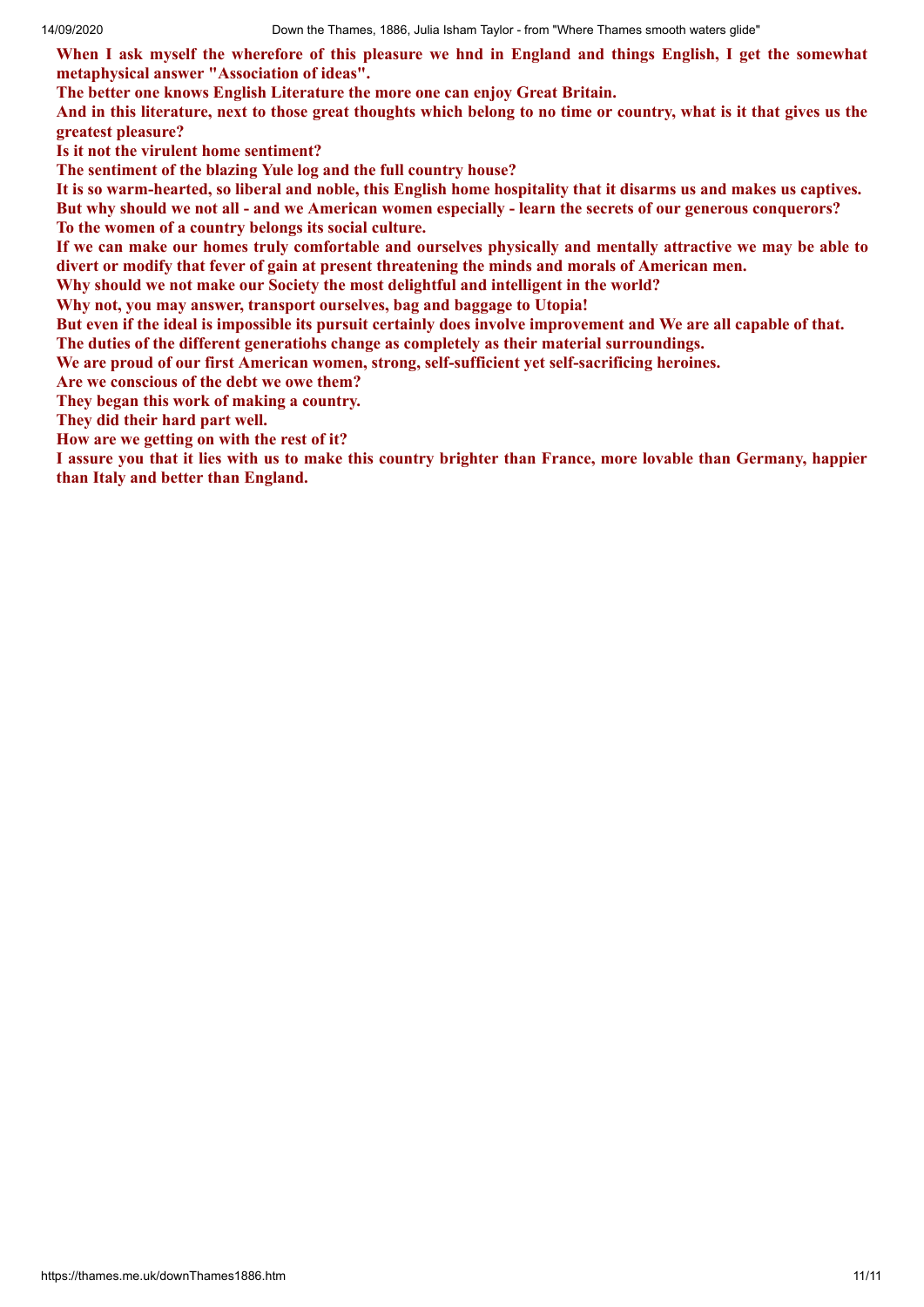**When I ask myself the wherefore of this pleasure we hnd in England and things English, I get the somewhat metaphysical answer "Association of ideas".**

**The better one knows English Literature the more one can enjoy Great Britain.**

**And in this literature, next to those great thoughts which belong to no time or country, what is it that gives us the greatest pleasure?**

**Is it not the virulent home sentiment?**

**The sentiment of the blazing Yule log and the full country house?**

**It is so warm-hearted, so liberal and noble, this English home hospitality that it disarms us and makes us captives.**

**But why should we not all - and we American women especially - learn the secrets of our generous conquerors?**

**To the women of a country belongs its social culture.**

**If we can make our homes truly comfortable and ourselves physically and mentally attractive we may be able to divert or modify that fever of gain at present threatening the minds and morals of American men.**

**Why should we not make our Society the most delightful and intelligent in the world?**

**Why not, you may answer, transport ourselves, bag and baggage to Utopia!**

**But even if the ideal is impossible its pursuit certainly does involve improvement and We are all capable of that.**

**The duties of the different generatiohs change as completely as their material surroundings.**

**We are proud of our first American women, strong, self-sufficient yet self-sacrificing heroines.**

**Are we conscious of the debt we owe them?**

**They began this work of making a country.**

**They did their hard part well.**

**How are we getting on with the rest of it?**

**I assure you that it lies with us to make this country brighter than France, more lovable than Germany, happier than Italy and better than England.**